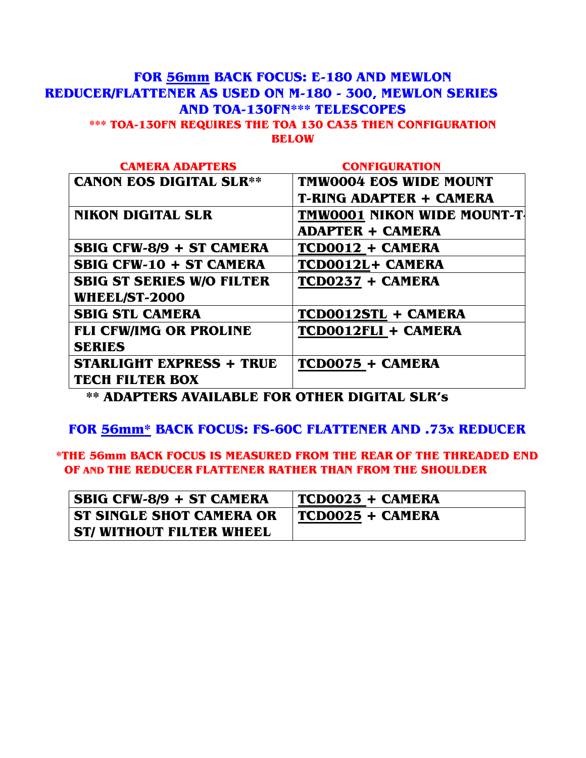## FOR 56mm BACK FOCUS: E-180 AND MEWLON REDUCER/FLATTENER AS USED ON M-180 - 300, MEWLON SERIES AND TOA-130FN*** TELESCOPES

**\*** TOA-130FN REQUIRES THE TOA 130 CA35 THEN CONFIGURATION BELOW**

| CAMERA ADAPTERS | CONFIGURATION |
|---|---|
| CANON EOS DIGITAL SLR** | TMW0004 EOS WIDE MOUNT T-RING ADAPTER + CAMERA |
| NIKON DIGITAL SLR | TMW0001 NIKON WIDE MOUNT-T-ADAPTER + CAMERA |
| SBIG CFW-8/9 + ST CAMERA | TCD0012 + CAMERA |
| SBIG CFW-10 + ST CAMERA | TCD0012L+ CAMERA |
| SBIG ST SERIES W/O FILTER WHEEL/ST-2000 | TCD0237 + CAMERA |
| SBIG STL CAMERA | TCD0012STL + CAMERA |
| FLI CFW/IMG OR PROLINE SERIES | TCD0012FLI + CAMERA |
| STARLIGHT EXPRESS + TRUE TECH FILTER BOX | TCD0075 + CAMERA |

**\** ADAPTERS AVAILABLE FOR OTHER DIGITAL SLR's**

## FOR 56mm* BACK FOCUS: FS-60C FLATTENER AND .73x REDUCER

**\*THE 56mm BACK FOCUS IS MEASURED FROM THE REAR OF THE THREADED END OF AND THE REDUCER FLATTENER RATHER THAN FROM THE SHOULDER**

| | |
|---|---|
| SBIG CFW-8/9 + ST CAMERA | TCD0023 + CAMERA |
| ST SINGLE SHOT CAMERA OR ST/ WITHOUT FILTER WHEEL | TCD0025 + CAMERA |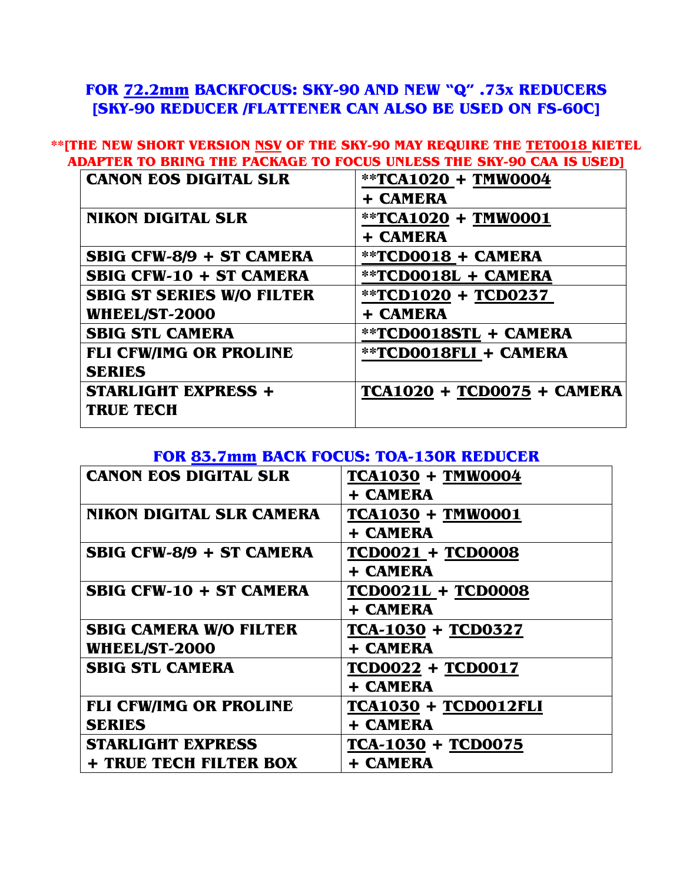## FOR 72.2mm BACKFOCUS: SKY-90 AND NEW "Q" .73x REDUCERS [SKY-90 REDUCER /FLATTENER CAN ALSO BE USED ON FS-60C]

**[THE NEW SHORT VERSION NSV OF THE SKY-90 MAY REQUIRE THE TET0018 KIETEL ADAPTER TO BRING THE PACKAGE TO FOCUS UNLESS THE SKY-90 CAA IS USED]

| | |
|---|---|
| CANON EOS DIGITAL SLR | **TCA1020 + TMW0004 + CAMERA |
| NIKON DIGITAL SLR | **TCA1020 + TMW0001 + CAMERA |
| SBIG CFW-8/9 + ST CAMERA | **TCD0018 + CAMERA |
| SBIG CFW-10 + ST CAMERA | **TCD0018L + CAMERA |
| SBIG ST SERIES W/O FILTER WHEEL/ST-2000 | **TCD1020 + TCD0237 + CAMERA |
| SBIG STL CAMERA | **TCD0018STL + CAMERA |
| FLI CFW/IMG OR PROLINE SERIES | **TCD0018FLI + CAMERA |
| STARLIGHT EXPRESS + TRUE TECH | TCA1020 + TCD0075 + CAMERA |

## FOR 83.7mm BACK FOCUS: TOA-130R REDUCER

| | |
|---|---|
| CANON EOS DIGITAL SLR | TCA1030 + TMW0004 + CAMERA |
| NIKON DIGITAL SLR CAMERA | TCA1030 + TMW0001 + CAMERA |
| SBIG CFW-8/9 + ST CAMERA | TCD0021 + TCD0008 + CAMERA |
| SBIG CFW-10 + ST CAMERA | TCD0021L + TCD0008 + CAMERA |
| SBIG CAMERA W/O FILTER WHEEL/ST-2000 | TCA-1030 + TCD0327 + CAMERA |
| SBIG STL CAMERA | TCD0022 + TCD0017 + CAMERA |
| FLI CFW/IMG OR PROLINE SERIES | TCA1030 + TCD0012FLI + CAMERA |
| STARLIGHT EXPRESS + TRUE TECH FILTER BOX | TCA-1030 + TCD0075 + CAMERA |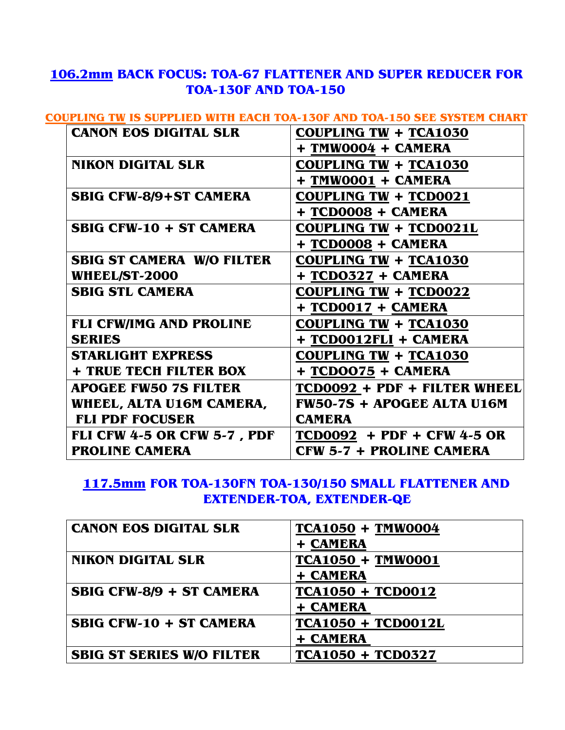## 106.2mm BACK FOCUS: TOA-67 FLATTENER AND SUPER REDUCER FOR TOA-130F AND TOA-150

**COUPLING TW IS SUPPLIED WITH EACH TOA-130F AND TOA-150 SEE SYSTEM CHART**

| | |
|---|---|
| CANON EOS DIGITAL SLR | COUPLING TW + TCA1030 + TMW0004 + CAMERA |
| NIKON DIGITAL SLR | COUPLING TW + TCA1030 + TMW0001 + CAMERA |
| SBIG CFW-8/9+ST CAMERA | COUPLING TW + TCD0021 + TCD0008 + CAMERA |
| SBIG CFW-10 + ST CAMERA | COUPLING TW + TCD0021L + TCD0008 + CAMERA |
| SBIG ST CAMERA W/O FILTER WHEEL/ST-2000 | COUPLING TW + TCA1030 + TCD0327 + CAMERA |
| SBIG STL CAMERA | COUPLING TW + TCD0022 + TCD0017 + CAMERA |
| FLI CFW/IMG AND PROLINE SERIES | COUPLING TW + TCA1030 + TCD0012FLI + CAMERA |
| STARLIGHT EXPRESS + TRUE TECH FILTER BOX | COUPLING TW + TCA1030 + TCD0075 + CAMERA |
| APOGEE FW50 7S FILTER WHEEL, ALTA U16M CAMERA, FLI PDF FOCUSER | TCD0092 + PDF + FILTER WHEEL FW50-7S + APOGEE ALTA U16M CAMERA |
| FLI CFW 4-5 OR CFW 5-7 , PDF PROLINE CAMERA | TCD0092 + PDF + CFW 4-5 OR CFW 5-7 + PROLINE CAMERA |

## 117.5mm FOR TOA-130FN TOA-130/150 SMALL FLATTENER AND EXTENDER-TOA, EXTENDER-QE

| | |
|---|---|
| CANON EOS DIGITAL SLR | TCA1050 + TMW0004 + CAMERA |
| NIKON DIGITAL SLR | TCA1050 + TMW0001 + CAMERA |
| SBIG CFW-8/9 + ST CAMERA | TCA1050 + TCD0012 + CAMERA |
| SBIG CFW-10 + ST CAMERA | TCA1050 + TCD0012L + CAMERA |
| SBIG ST SERIES W/O FILTER | TCA1050 + TCD0327 |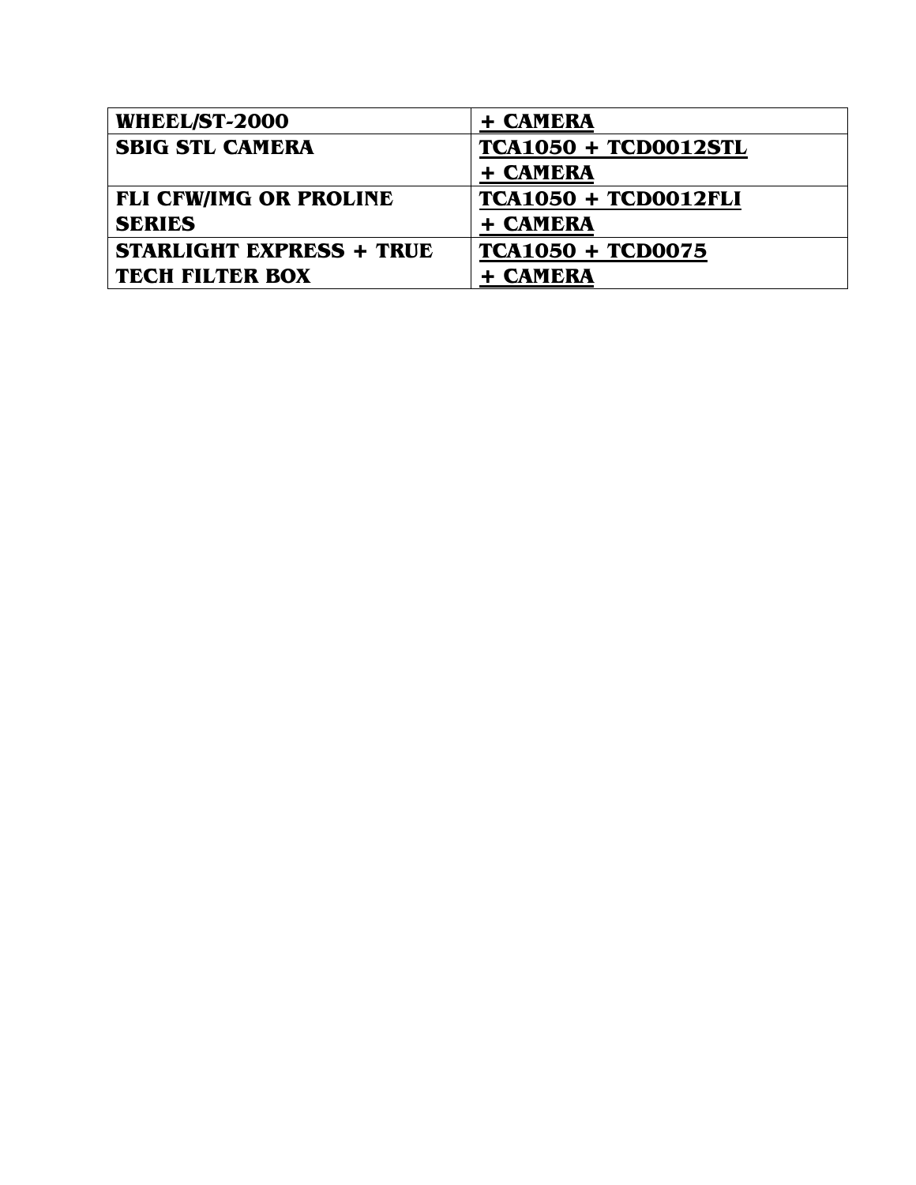| | |
|---|---|
| **WHEEL/ST-2000** | **+ CAMERA** |
| **SBIG STL CAMERA** | **TCA1050 + TCD0012STL + CAMERA** |
| **FLI CFW/IMG OR PROLINE SERIES** | **TCA1050 + TCD0012FLI + CAMERA** |
| **STARLIGHT EXPRESS + TRUE TECH FILTER BOX** | **TCA1050 + TCD0075 + CAMERA** |